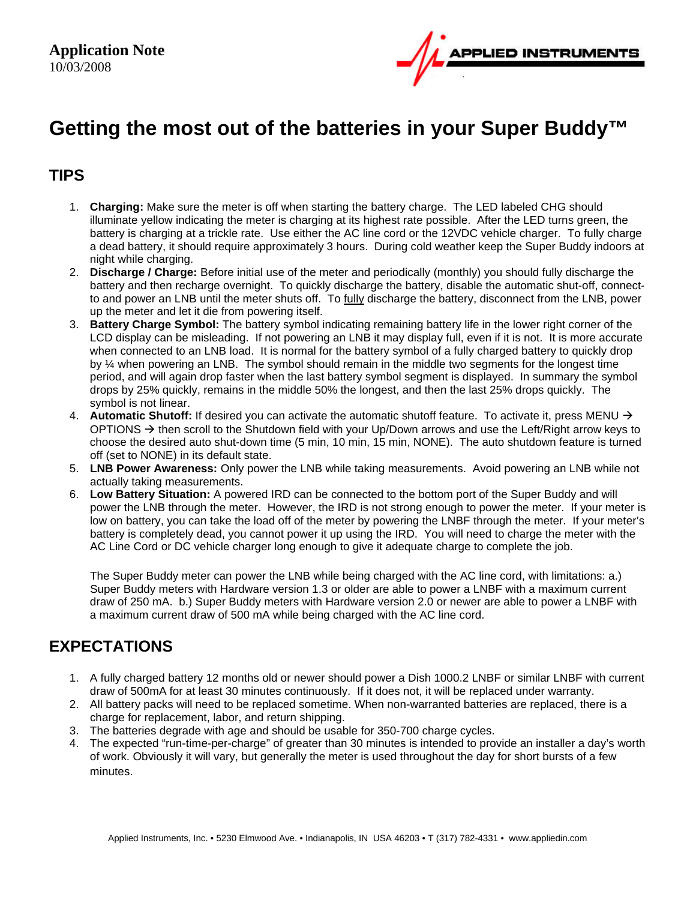**Application Note**
10/03/2008

# Getting the most out of the batteries in your Super Buddy™

## TIPS

1. **Charging:** Make sure the meter is off when starting the battery charge. The LED labeled CHG should illuminate yellow indicating the meter is charging at its highest rate possible. After the LED turns green, the battery is charging at a trickle rate. Use either the AC line cord or the 12VDC vehicle charger. To fully charge a dead battery, it should require approximately 3 hours. During cold weather keep the Super Buddy indoors at night while charging.
2. **Discharge / Charge:** Before initial use of the meter and periodically (monthly) you should fully discharge the battery and then recharge overnight. To quickly discharge the battery, disable the automatic shut-off, connect-to and power an LNB until the meter shuts off. To fully discharge the battery, disconnect from the LNB, power up the meter and let it die from powering itself.
3. **Battery Charge Symbol:** The battery symbol indicating remaining battery life in the lower right corner of the LCD display can be misleading. If not powering an LNB it may display full, even if it is not. It is more accurate when connected to an LNB load. It is normal for the battery symbol of a fully charged battery to quickly drop by ¼ when powering an LNB. The symbol should remain in the middle two segments for the longest time period, and will again drop faster when the last battery symbol segment is displayed. In summary the symbol drops by 25% quickly, remains in the middle 50% the longest, and then the last 25% drops quickly. The symbol is not linear.
4. **Automatic Shutoff:** If desired you can activate the automatic shutoff feature. To activate it, press MENU → OPTIONS → then scroll to the Shutdown field with your Up/Down arrows and use the Left/Right arrow keys to choose the desired auto shut-down time (5 min, 10 min, 15 min, NONE). The auto shutdown feature is turned off (set to NONE) in its default state.
5. **LNB Power Awareness:** Only power the LNB while taking measurements. Avoid powering an LNB while not actually taking measurements.
6. **Low Battery Situation:** A powered IRD can be connected to the bottom port of the Super Buddy and will power the LNB through the meter. However, the IRD is not strong enough to power the meter. If your meter is low on battery, you can take the load off of the meter by powering the LNBF through the meter. If your meter's battery is completely dead, you cannot power it up using the IRD. You will need to charge the meter with the AC Line Cord or DC vehicle charger long enough to give it adequate charge to complete the job.

   The Super Buddy meter can power the LNB while being charged with the AC line cord, with limitations: a.) Super Buddy meters with Hardware version 1.3 or older are able to power a LNBF with a maximum current draw of 250 mA. b.) Super Buddy meters with Hardware version 2.0 or newer are able to power a LNBF with a maximum current draw of 500 mA while being charged with the AC line cord.

## EXPECTATIONS

1. A fully charged battery 12 months old or newer should power a Dish 1000.2 LNBF or similar LNBF with current draw of 500mA for at least 30 minutes continuously. If it does not, it will be replaced under warranty.
2. All battery packs will need to be replaced sometime. When non-warranted batteries are replaced, there is a charge for replacement, labor, and return shipping.
3. The batteries degrade with age and should be usable for 350-700 charge cycles.
4. The expected "run-time-per-charge" of greater than 30 minutes is intended to provide an installer a day's worth of work. Obviously it will vary, but generally the meter is used throughout the day for short bursts of a few minutes.

Applied Instruments, Inc. • 5230 Elmwood Ave. • Indianapolis, IN USA 46203 • T (317) 782-4331 • www.appliedin.com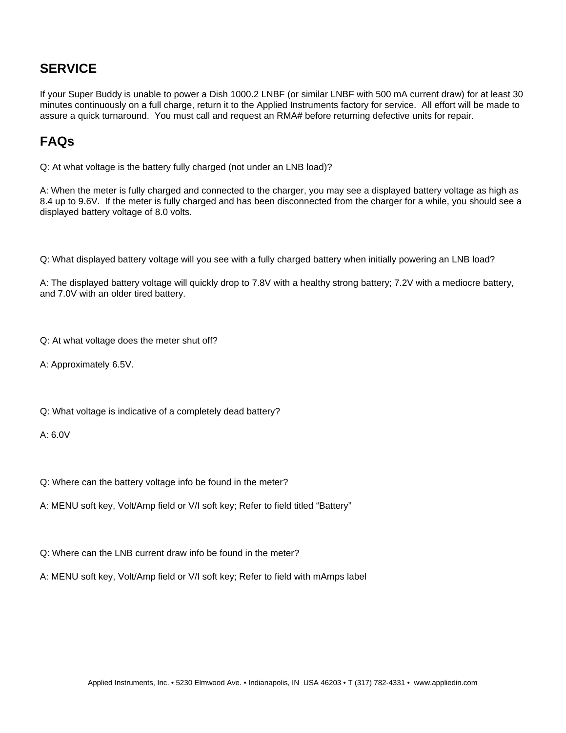## SERVICE

If your Super Buddy is unable to power a Dish 1000.2 LNBF (or similar LNBF with 500 mA current draw) for at least 30 minutes continuously on a full charge, return it to the Applied Instruments factory for service. All effort will be made to assure a quick turnaround. You must call and request an RMA# before returning defective units for repair.

## FAQs

Q: At what voltage is the battery fully charged (not under an LNB load)?

A: When the meter is fully charged and connected to the charger, you may see a displayed battery voltage as high as 8.4 up to 9.6V. If the meter is fully charged and has been disconnected from the charger for a while, you should see a displayed battery voltage of 8.0 volts.

Q: What displayed battery voltage will you see with a fully charged battery when initially powering an LNB load?

A: The displayed battery voltage will quickly drop to 7.8V with a healthy strong battery; 7.2V with a mediocre battery, and 7.0V with an older tired battery.

Q: At what voltage does the meter shut off?

A: Approximately 6.5V.

Q: What voltage is indicative of a completely dead battery?

A: 6.0V

Q: Where can the battery voltage info be found in the meter?

A: MENU soft key, Volt/Amp field or V/I soft key; Refer to field titled "Battery"

Q: Where can the LNB current draw info be found in the meter?

A: MENU soft key, Volt/Amp field or V/I soft key; Refer to field with mAmps label

Applied Instruments, Inc. • 5230 Elmwood Ave. • Indianapolis, IN USA 46203 • T (317) 782-4331 • www.appliedin.com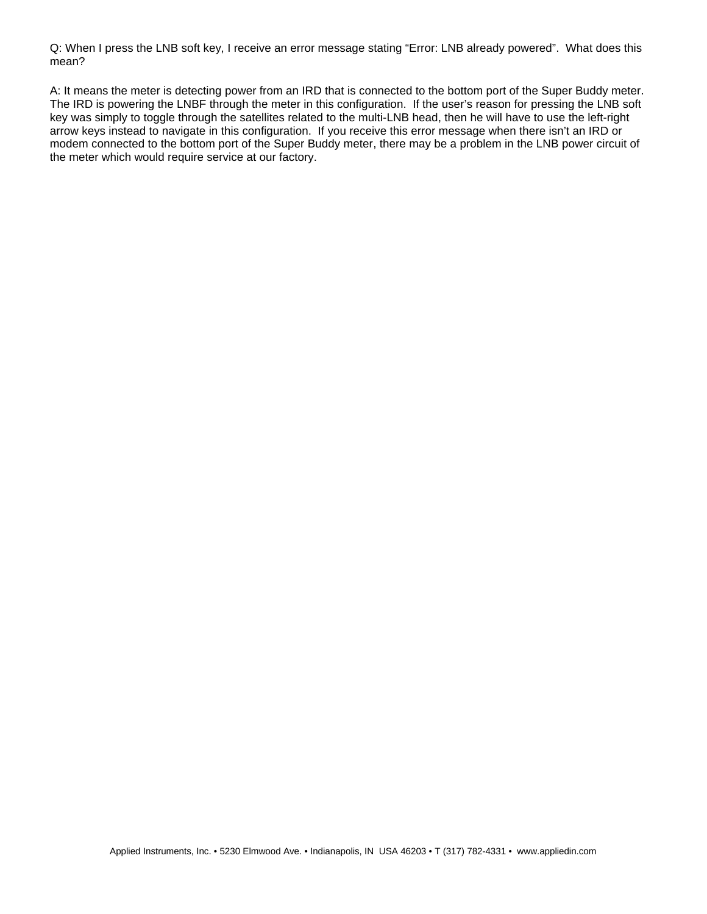Q: When I press the LNB soft key, I receive an error message stating "Error: LNB already powered". What does this mean?

A: It means the meter is detecting power from an IRD that is connected to the bottom port of the Super Buddy meter. The IRD is powering the LNBF through the meter in this configuration. If the user's reason for pressing the LNB soft key was simply to toggle through the satellites related to the multi-LNB head, then he will have to use the left-right arrow keys instead to navigate in this configuration. If you receive this error message when there isn't an IRD or modem connected to the bottom port of the Super Buddy meter, there may be a problem in the LNB power circuit of the meter which would require service at our factory.